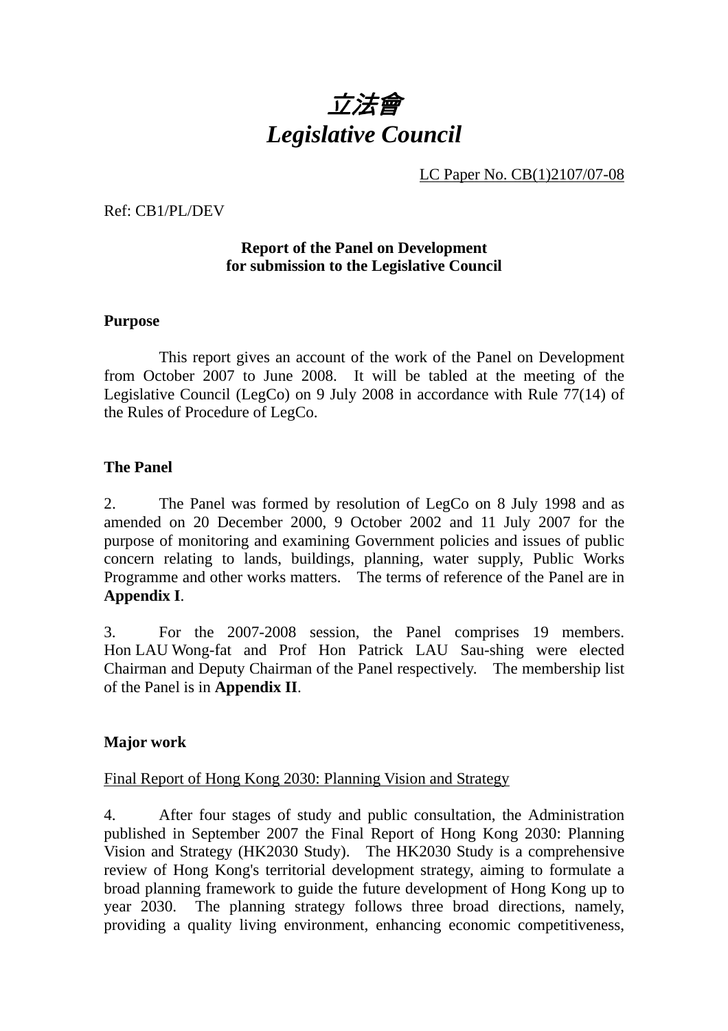# *立法會*
# *Legislative Council*

LC Paper No. CB(1)2107/07-08

Ref: CB1/PL/DEV

**Report of the Panel on Development for submission to the Legislative Council**

**Purpose**

This report gives an account of the work of the Panel on Development from October 2007 to June 2008. It will be tabled at the meeting of the Legislative Council (LegCo) on 9 July 2008 in accordance with Rule 77(14) of the Rules of Procedure of LegCo.

**The Panel**

2. The Panel was formed by resolution of LegCo on 8 July 1998 and as amended on 20 December 2000, 9 October 2002 and 11 July 2007 for the purpose of monitoring and examining Government policies and issues of public concern relating to lands, buildings, planning, water supply, Public Works Programme and other works matters. The terms of reference of the Panel are in **Appendix I**.

3. For the 2007-2008 session, the Panel comprises 19 members. Hon LAU Wong-fat and Prof Hon Patrick LAU Sau-shing were elected Chairman and Deputy Chairman of the Panel respectively. The membership list of the Panel is in **Appendix II**.

**Major work**

Final Report of Hong Kong 2030: Planning Vision and Strategy

4. After four stages of study and public consultation, the Administration published in September 2007 the Final Report of Hong Kong 2030: Planning Vision and Strategy (HK2030 Study). The HK2030 Study is a comprehensive review of Hong Kong's territorial development strategy, aiming to formulate a broad planning framework to guide the future development of Hong Kong up to year 2030. The planning strategy follows three broad directions, namely, providing a quality living environment, enhancing economic competitiveness,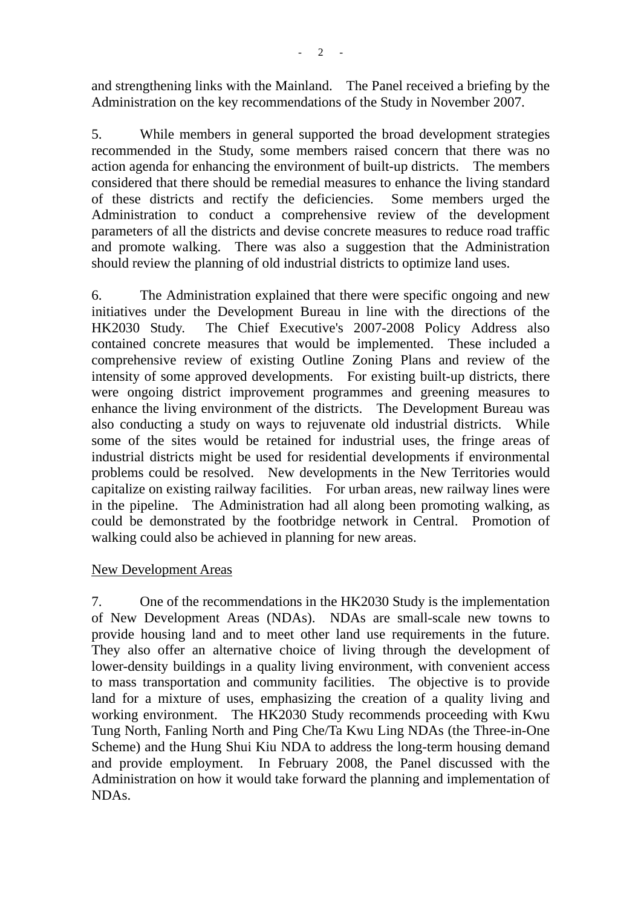and strengthening links with the Mainland. The Panel received a briefing by the Administration on the key recommendations of the Study in November 2007.

5. While members in general supported the broad development strategies recommended in the Study, some members raised concern that there was no action agenda for enhancing the environment of built-up districts. The members considered that there should be remedial measures to enhance the living standard of these districts and rectify the deficiencies. Some members urged the Administration to conduct a comprehensive review of the development parameters of all the districts and devise concrete measures to reduce road traffic and promote walking. There was also a suggestion that the Administration should review the planning of old industrial districts to optimize land uses.

6. The Administration explained that there were specific ongoing and new initiatives under the Development Bureau in line with the directions of the HK2030 Study. The Chief Executive's 2007-2008 Policy Address also contained concrete measures that would be implemented. These included a comprehensive review of existing Outline Zoning Plans and review of the intensity of some approved developments. For existing built-up districts, there were ongoing district improvement programmes and greening measures to enhance the living environment of the districts. The Development Bureau was also conducting a study on ways to rejuvenate old industrial districts. While some of the sites would be retained for industrial uses, the fringe areas of industrial districts might be used for residential developments if environmental problems could be resolved. New developments in the New Territories would capitalize on existing railway facilities. For urban areas, new railway lines were in the pipeline. The Administration had all along been promoting walking, as could be demonstrated by the footbridge network in Central. Promotion of walking could also be achieved in planning for new areas.

<u>New Development Areas</u>

7. One of the recommendations in the HK2030 Study is the implementation of New Development Areas (NDAs). NDAs are small-scale new towns to provide housing land and to meet other land use requirements in the future. They also offer an alternative choice of living through the development of lower-density buildings in a quality living environment, with convenient access to mass transportation and community facilities. The objective is to provide land for a mixture of uses, emphasizing the creation of a quality living and working environment. The HK2030 Study recommends proceeding with Kwu Tung North, Fanling North and Ping Che/Ta Kwu Ling NDAs (the Three-in-One Scheme) and the Hung Shui Kiu NDA to address the long-term housing demand and provide employment. In February 2008, the Panel discussed with the Administration on how it would take forward the planning and implementation of NDAs.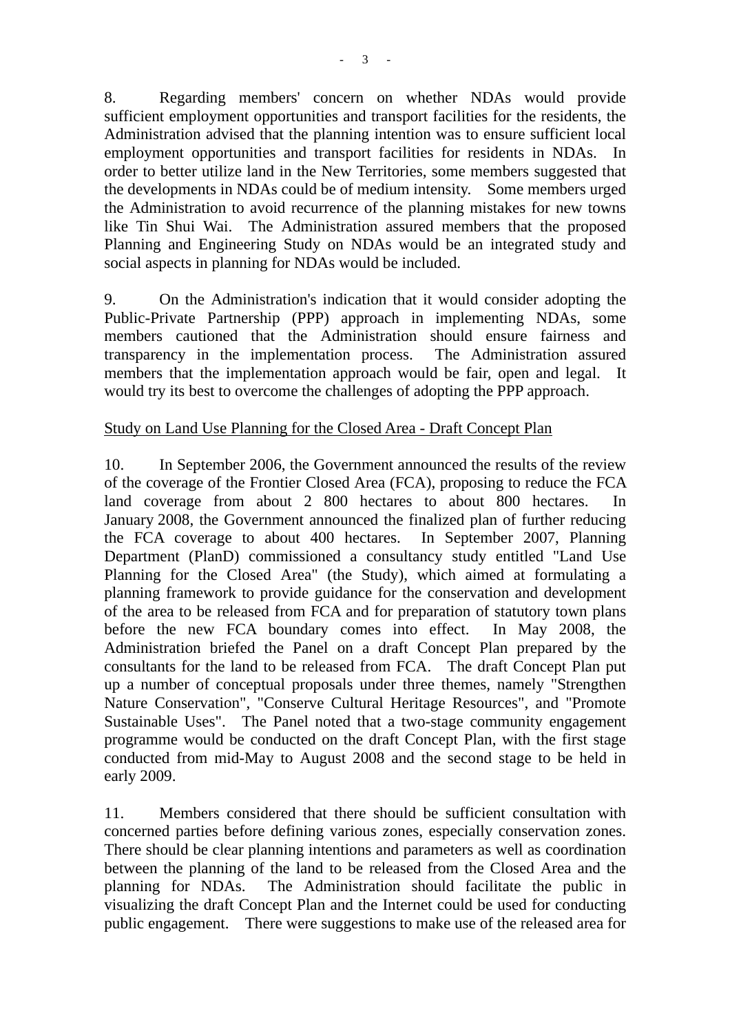8. Regarding members' concern on whether NDAs would provide sufficient employment opportunities and transport facilities for the residents, the Administration advised that the planning intention was to ensure sufficient local employment opportunities and transport facilities for residents in NDAs. In order to better utilize land in the New Territories, some members suggested that the developments in NDAs could be of medium intensity. Some members urged the Administration to avoid recurrence of the planning mistakes for new towns like Tin Shui Wai. The Administration assured members that the proposed Planning and Engineering Study on NDAs would be an integrated study and social aspects in planning for NDAs would be included.

9. On the Administration's indication that it would consider adopting the Public-Private Partnership (PPP) approach in implementing NDAs, some members cautioned that the Administration should ensure fairness and transparency in the implementation process. The Administration assured members that the implementation approach would be fair, open and legal. It would try its best to overcome the challenges of adopting the PPP approach.

<u>Study on Land Use Planning for the Closed Area - Draft Concept Plan</u>

10. In September 2006, the Government announced the results of the review of the coverage of the Frontier Closed Area (FCA), proposing to reduce the FCA land coverage from about 2 800 hectares to about 800 hectares. In January 2008, the Government announced the finalized plan of further reducing the FCA coverage to about 400 hectares. In September 2007, Planning Department (PlanD) commissioned a consultancy study entitled "Land Use Planning for the Closed Area" (the Study), which aimed at formulating a planning framework to provide guidance for the conservation and development of the area to be released from FCA and for preparation of statutory town plans before the new FCA boundary comes into effect. In May 2008, the Administration briefed the Panel on a draft Concept Plan prepared by the consultants for the land to be released from FCA. The draft Concept Plan put up a number of conceptual proposals under three themes, namely "Strengthen Nature Conservation", "Conserve Cultural Heritage Resources", and "Promote Sustainable Uses". The Panel noted that a two-stage community engagement programme would be conducted on the draft Concept Plan, with the first stage conducted from mid-May to August 2008 and the second stage to be held in early 2009.

11. Members considered that there should be sufficient consultation with concerned parties before defining various zones, especially conservation zones. There should be clear planning intentions and parameters as well as coordination between the planning of the land to be released from the Closed Area and the planning for NDAs. The Administration should facilitate the public in visualizing the draft Concept Plan and the Internet could be used for conducting public engagement. There were suggestions to make use of the released area for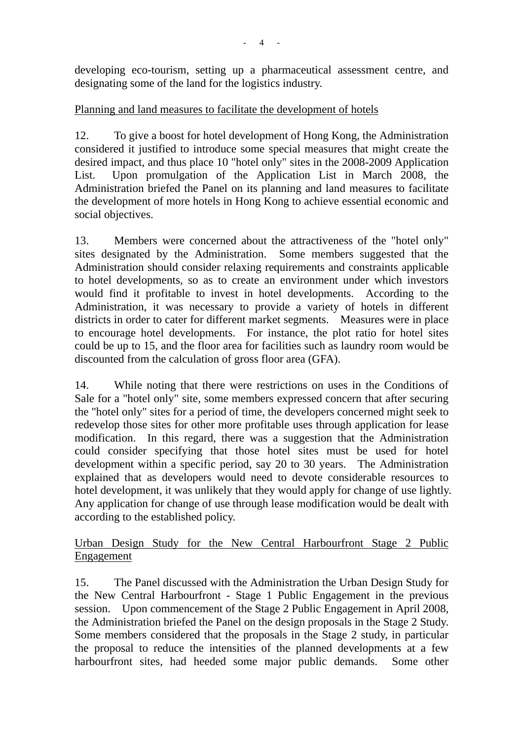developing eco-tourism, setting up a pharmaceutical assessment centre, and designating some of the land for the logistics industry.

<u>Planning and land measures to facilitate the development of hotels</u>

12. To give a boost for hotel development of Hong Kong, the Administration considered it justified to introduce some special measures that might create the desired impact, and thus place 10 "hotel only" sites in the 2008-2009 Application List. Upon promulgation of the Application List in March 2008, the Administration briefed the Panel on its planning and land measures to facilitate the development of more hotels in Hong Kong to achieve essential economic and social objectives.

13. Members were concerned about the attractiveness of the "hotel only" sites designated by the Administration. Some members suggested that the Administration should consider relaxing requirements and constraints applicable to hotel developments, so as to create an environment under which investors would find it profitable to invest in hotel developments. According to the Administration, it was necessary to provide a variety of hotels in different districts in order to cater for different market segments. Measures were in place to encourage hotel developments. For instance, the plot ratio for hotel sites could be up to 15, and the floor area for facilities such as laundry room would be discounted from the calculation of gross floor area (GFA).

14. While noting that there were restrictions on uses in the Conditions of Sale for a "hotel only" site, some members expressed concern that after securing the "hotel only" sites for a period of time, the developers concerned might seek to redevelop those sites for other more profitable uses through application for lease modification. In this regard, there was a suggestion that the Administration could consider specifying that those hotel sites must be used for hotel development within a specific period, say 20 to 30 years. The Administration explained that as developers would need to devote considerable resources to hotel development, it was unlikely that they would apply for change of use lightly. Any application for change of use through lease modification would be dealt with according to the established policy.

<u>Urban Design Study for the New Central Harbourfront Stage 2 Public Engagement</u>

15. The Panel discussed with the Administration the Urban Design Study for the New Central Harbourfront - Stage 1 Public Engagement in the previous session. Upon commencement of the Stage 2 Public Engagement in April 2008, the Administration briefed the Panel on the design proposals in the Stage 2 Study. Some members considered that the proposals in the Stage 2 study, in particular the proposal to reduce the intensities of the planned developments at a few harbourfront sites, had heeded some major public demands. Some other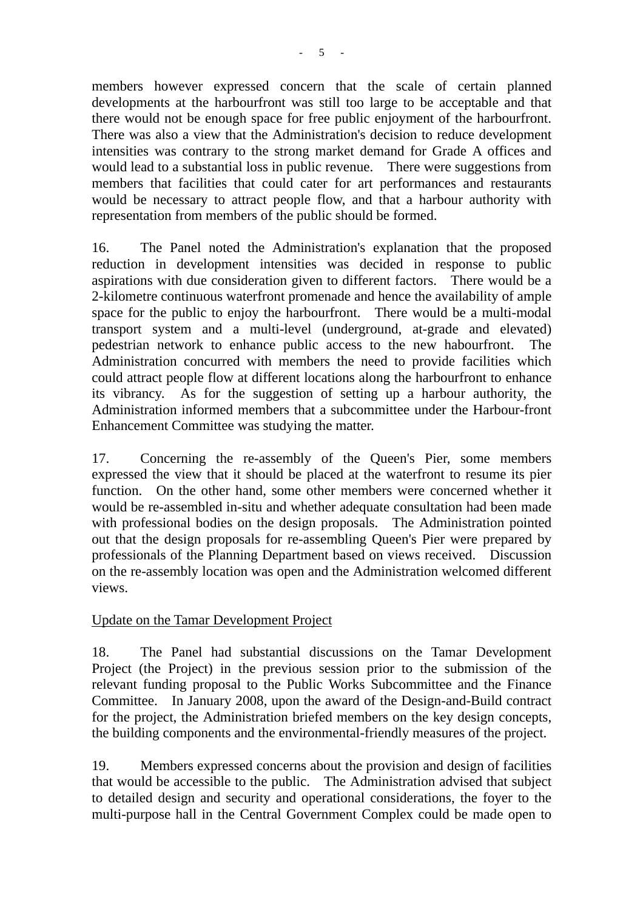members however expressed concern that the scale of certain planned developments at the harbourfront was still too large to be acceptable and that there would not be enough space for free public enjoyment of the harbourfront. There was also a view that the Administration's decision to reduce development intensities was contrary to the strong market demand for Grade A offices and would lead to a substantial loss in public revenue. There were suggestions from members that facilities that could cater for art performances and restaurants would be necessary to attract people flow, and that a harbour authority with representation from members of the public should be formed.

16. The Panel noted the Administration's explanation that the proposed reduction in development intensities was decided in response to public aspirations with due consideration given to different factors. There would be a 2-kilometre continuous waterfront promenade and hence the availability of ample space for the public to enjoy the harbourfront. There would be a multi-modal transport system and a multi-level (underground, at-grade and elevated) pedestrian network to enhance public access to the new habourfront. The Administration concurred with members the need to provide facilities which could attract people flow at different locations along the harbourfront to enhance its vibrancy. As for the suggestion of setting up a harbour authority, the Administration informed members that a subcommittee under the Harbour-front Enhancement Committee was studying the matter.

17. Concerning the re-assembly of the Queen's Pier, some members expressed the view that it should be placed at the waterfront to resume its pier function. On the other hand, some other members were concerned whether it would be re-assembled in-situ and whether adequate consultation had been made with professional bodies on the design proposals. The Administration pointed out that the design proposals for re-assembling Queen's Pier were prepared by professionals of the Planning Department based on views received. Discussion on the re-assembly location was open and the Administration welcomed different views.

<u>Update on the Tamar Development Project</u>

18. The Panel had substantial discussions on the Tamar Development Project (the Project) in the previous session prior to the submission of the relevant funding proposal to the Public Works Subcommittee and the Finance Committee. In January 2008, upon the award of the Design-and-Build contract for the project, the Administration briefed members on the key design concepts, the building components and the environmental-friendly measures of the project.

19. Members expressed concerns about the provision and design of facilities that would be accessible to the public. The Administration advised that subject to detailed design and security and operational considerations, the foyer to the multi-purpose hall in the Central Government Complex could be made open to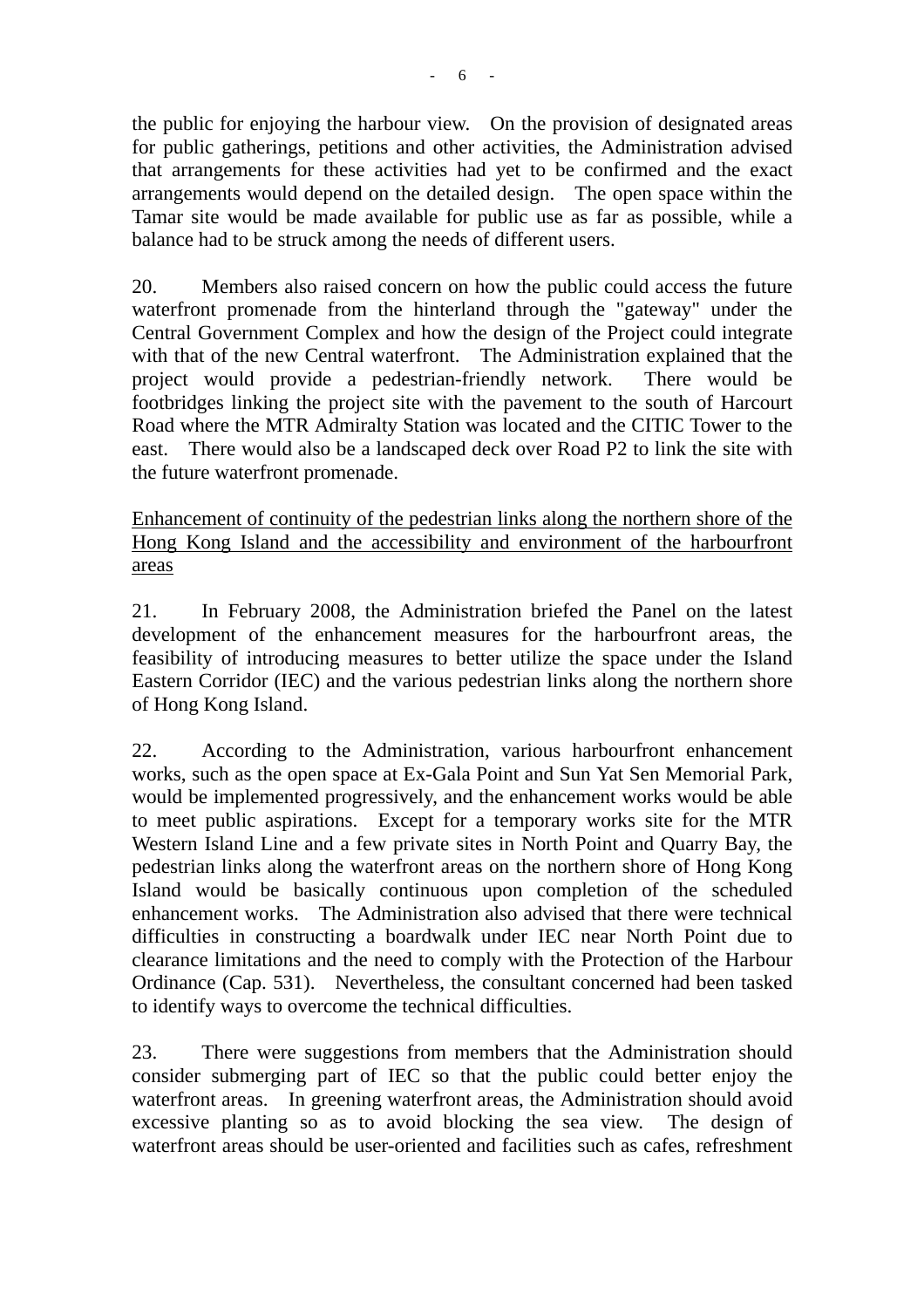the public for enjoying the harbour view. On the provision of designated areas for public gatherings, petitions and other activities, the Administration advised that arrangements for these activities had yet to be confirmed and the exact arrangements would depend on the detailed design. The open space within the Tamar site would be made available for public use as far as possible, while a balance had to be struck among the needs of different users.

20. Members also raised concern on how the public could access the future waterfront promenade from the hinterland through the "gateway" under the Central Government Complex and how the design of the Project could integrate with that of the new Central waterfront. The Administration explained that the project would provide a pedestrian-friendly network. There would be footbridges linking the project site with the pavement to the south of Harcourt Road where the MTR Admiralty Station was located and the CITIC Tower to the east. There would also be a landscaped deck over Road P2 to link the site with the future waterfront promenade.

<u>Enhancement of continuity of the pedestrian links along the northern shore of the Hong Kong Island and the accessibility and environment of the harbourfront areas</u>

21. In February 2008, the Administration briefed the Panel on the latest development of the enhancement measures for the harbourfront areas, the feasibility of introducing measures to better utilize the space under the Island Eastern Corridor (IEC) and the various pedestrian links along the northern shore of Hong Kong Island.

22. According to the Administration, various harbourfront enhancement works, such as the open space at Ex-Gala Point and Sun Yat Sen Memorial Park, would be implemented progressively, and the enhancement works would be able to meet public aspirations. Except for a temporary works site for the MTR Western Island Line and a few private sites in North Point and Quarry Bay, the pedestrian links along the waterfront areas on the northern shore of Hong Kong Island would be basically continuous upon completion of the scheduled enhancement works. The Administration also advised that there were technical difficulties in constructing a boardwalk under IEC near North Point due to clearance limitations and the need to comply with the Protection of the Harbour Ordinance (Cap. 531). Nevertheless, the consultant concerned had been tasked to identify ways to overcome the technical difficulties.

23. There were suggestions from members that the Administration should consider submerging part of IEC so that the public could better enjoy the waterfront areas. In greening waterfront areas, the Administration should avoid excessive planting so as to avoid blocking the sea view. The design of waterfront areas should be user-oriented and facilities such as cafes, refreshment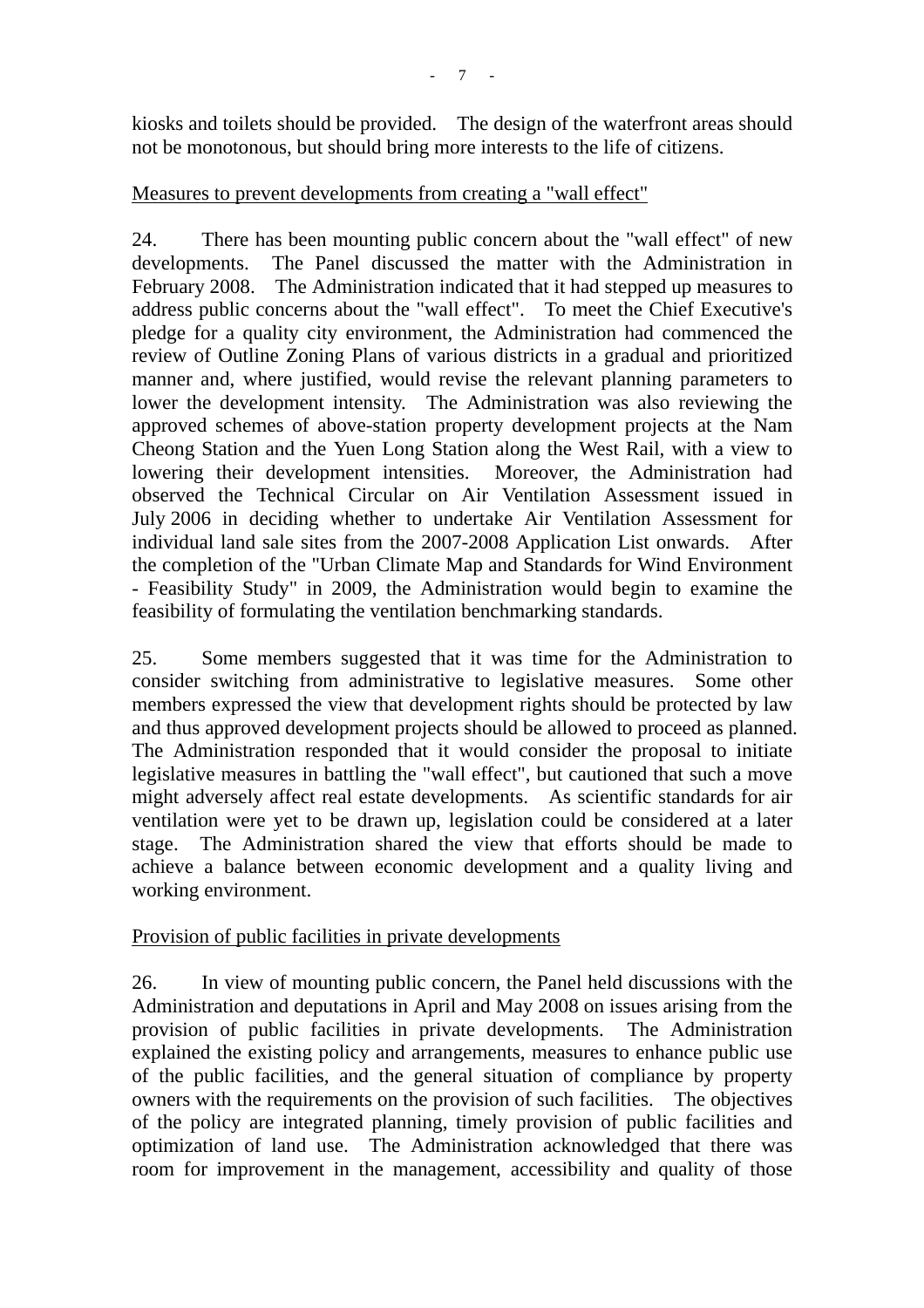kiosks and toilets should be provided. The design of the waterfront areas should not be monotonous, but should bring more interests to the life of citizens.

Measures to prevent developments from creating a "wall effect"

24. There has been mounting public concern about the "wall effect" of new developments. The Panel discussed the matter with the Administration in February 2008. The Administration indicated that it had stepped up measures to address public concerns about the "wall effect". To meet the Chief Executive's pledge for a quality city environment, the Administration had commenced the review of Outline Zoning Plans of various districts in a gradual and prioritized manner and, where justified, would revise the relevant planning parameters to lower the development intensity. The Administration was also reviewing the approved schemes of above-station property development projects at the Nam Cheong Station and the Yuen Long Station along the West Rail, with a view to lowering their development intensities. Moreover, the Administration had observed the Technical Circular on Air Ventilation Assessment issued in July 2006 in deciding whether to undertake Air Ventilation Assessment for individual land sale sites from the 2007-2008 Application List onwards. After the completion of the "Urban Climate Map and Standards for Wind Environment - Feasibility Study" in 2009, the Administration would begin to examine the feasibility of formulating the ventilation benchmarking standards.

25. Some members suggested that it was time for the Administration to consider switching from administrative to legislative measures. Some other members expressed the view that development rights should be protected by law and thus approved development projects should be allowed to proceed as planned. The Administration responded that it would consider the proposal to initiate legislative measures in battling the "wall effect", but cautioned that such a move might adversely affect real estate developments. As scientific standards for air ventilation were yet to be drawn up, legislation could be considered at a later stage. The Administration shared the view that efforts should be made to achieve a balance between economic development and a quality living and working environment.

Provision of public facilities in private developments

26. In view of mounting public concern, the Panel held discussions with the Administration and deputations in April and May 2008 on issues arising from the provision of public facilities in private developments. The Administration explained the existing policy and arrangements, measures to enhance public use of the public facilities, and the general situation of compliance by property owners with the requirements on the provision of such facilities. The objectives of the policy are integrated planning, timely provision of public facilities and optimization of land use. The Administration acknowledged that there was room for improvement in the management, accessibility and quality of those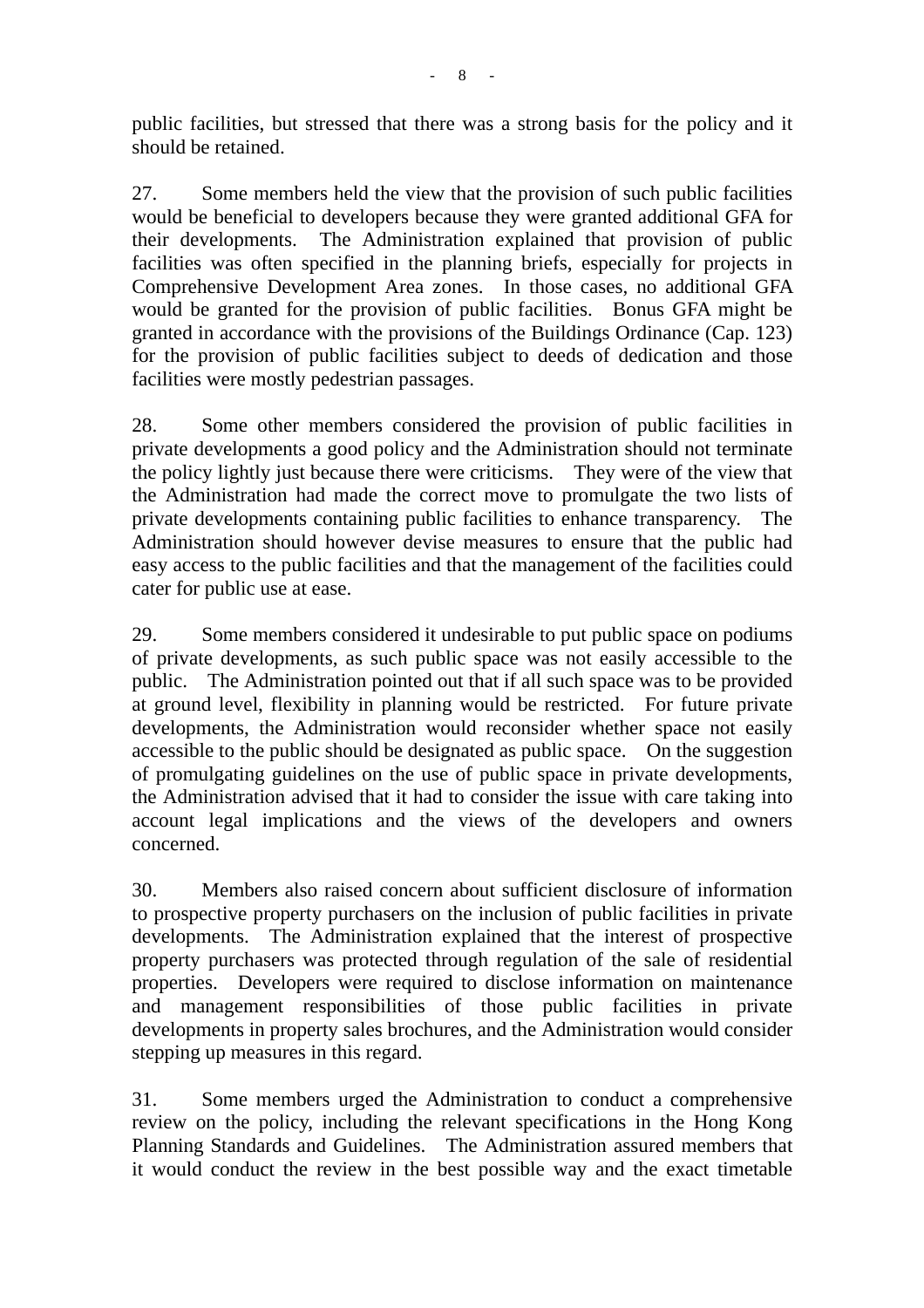public facilities, but stressed that there was a strong basis for the policy and it should be retained.

27. Some members held the view that the provision of such public facilities would be beneficial to developers because they were granted additional GFA for their developments. The Administration explained that provision of public facilities was often specified in the planning briefs, especially for projects in Comprehensive Development Area zones. In those cases, no additional GFA would be granted for the provision of public facilities. Bonus GFA might be granted in accordance with the provisions of the Buildings Ordinance (Cap. 123) for the provision of public facilities subject to deeds of dedication and those facilities were mostly pedestrian passages.

28. Some other members considered the provision of public facilities in private developments a good policy and the Administration should not terminate the policy lightly just because there were criticisms. They were of the view that the Administration had made the correct move to promulgate the two lists of private developments containing public facilities to enhance transparency. The Administration should however devise measures to ensure that the public had easy access to the public facilities and that the management of the facilities could cater for public use at ease.

29. Some members considered it undesirable to put public space on podiums of private developments, as such public space was not easily accessible to the public. The Administration pointed out that if all such space was to be provided at ground level, flexibility in planning would be restricted. For future private developments, the Administration would reconsider whether space not easily accessible to the public should be designated as public space. On the suggestion of promulgating guidelines on the use of public space in private developments, the Administration advised that it had to consider the issue with care taking into account legal implications and the views of the developers and owners concerned.

30. Members also raised concern about sufficient disclosure of information to prospective property purchasers on the inclusion of public facilities in private developments. The Administration explained that the interest of prospective property purchasers was protected through regulation of the sale of residential properties. Developers were required to disclose information on maintenance and management responsibilities of those public facilities in private developments in property sales brochures, and the Administration would consider stepping up measures in this regard.

31. Some members urged the Administration to conduct a comprehensive review on the policy, including the relevant specifications in the Hong Kong Planning Standards and Guidelines. The Administration assured members that it would conduct the review in the best possible way and the exact timetable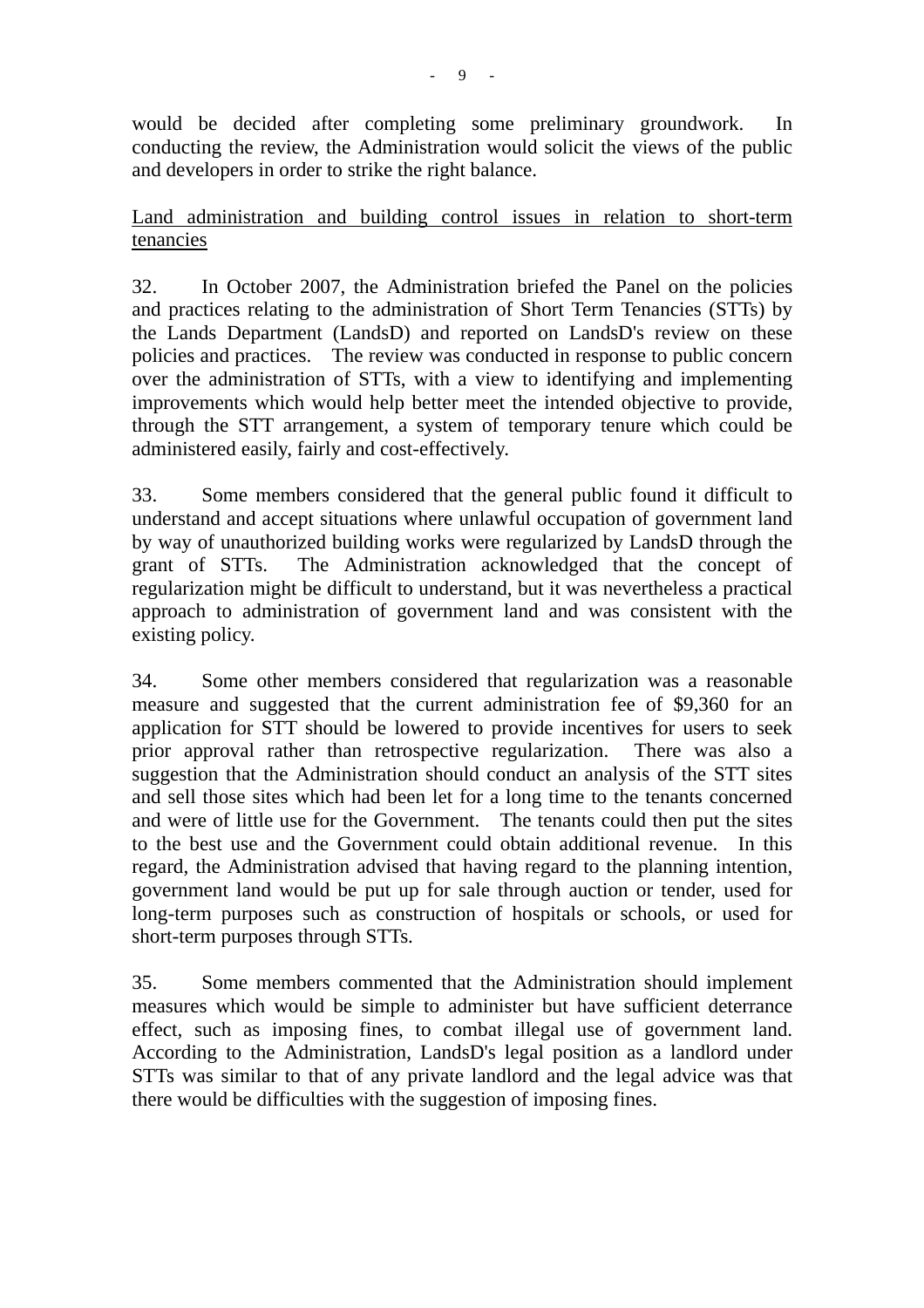would be decided after completing some preliminary groundwork. In conducting the review, the Administration would solicit the views of the public and developers in order to strike the right balance.

<u>Land administration and building control issues in relation to short-term tenancies</u>

32. In October 2007, the Administration briefed the Panel on the policies and practices relating to the administration of Short Term Tenancies (STTs) by the Lands Department (LandsD) and reported on LandsD's review on these policies and practices. The review was conducted in response to public concern over the administration of STTs, with a view to identifying and implementing improvements which would help better meet the intended objective to provide, through the STT arrangement, a system of temporary tenure which could be administered easily, fairly and cost-effectively.

33. Some members considered that the general public found it difficult to understand and accept situations where unlawful occupation of government land by way of unauthorized building works were regularized by LandsD through the grant of STTs. The Administration acknowledged that the concept of regularization might be difficult to understand, but it was nevertheless a practical approach to administration of government land and was consistent with the existing policy.

34. Some other members considered that regularization was a reasonable measure and suggested that the current administration fee of $9,360 for an application for STT should be lowered to provide incentives for users to seek prior approval rather than retrospective regularization. There was also a suggestion that the Administration should conduct an analysis of the STT sites and sell those sites which had been let for a long time to the tenants concerned and were of little use for the Government. The tenants could then put the sites to the best use and the Government could obtain additional revenue. In this regard, the Administration advised that having regard to the planning intention, government land would be put up for sale through auction or tender, used for long-term purposes such as construction of hospitals or schools, or used for short-term purposes through STTs.

35. Some members commented that the Administration should implement measures which would be simple to administer but have sufficient deterrance effect, such as imposing fines, to combat illegal use of government land. According to the Administration, LandsD's legal position as a landlord under STTs was similar to that of any private landlord and the legal advice was that there would be difficulties with the suggestion of imposing fines.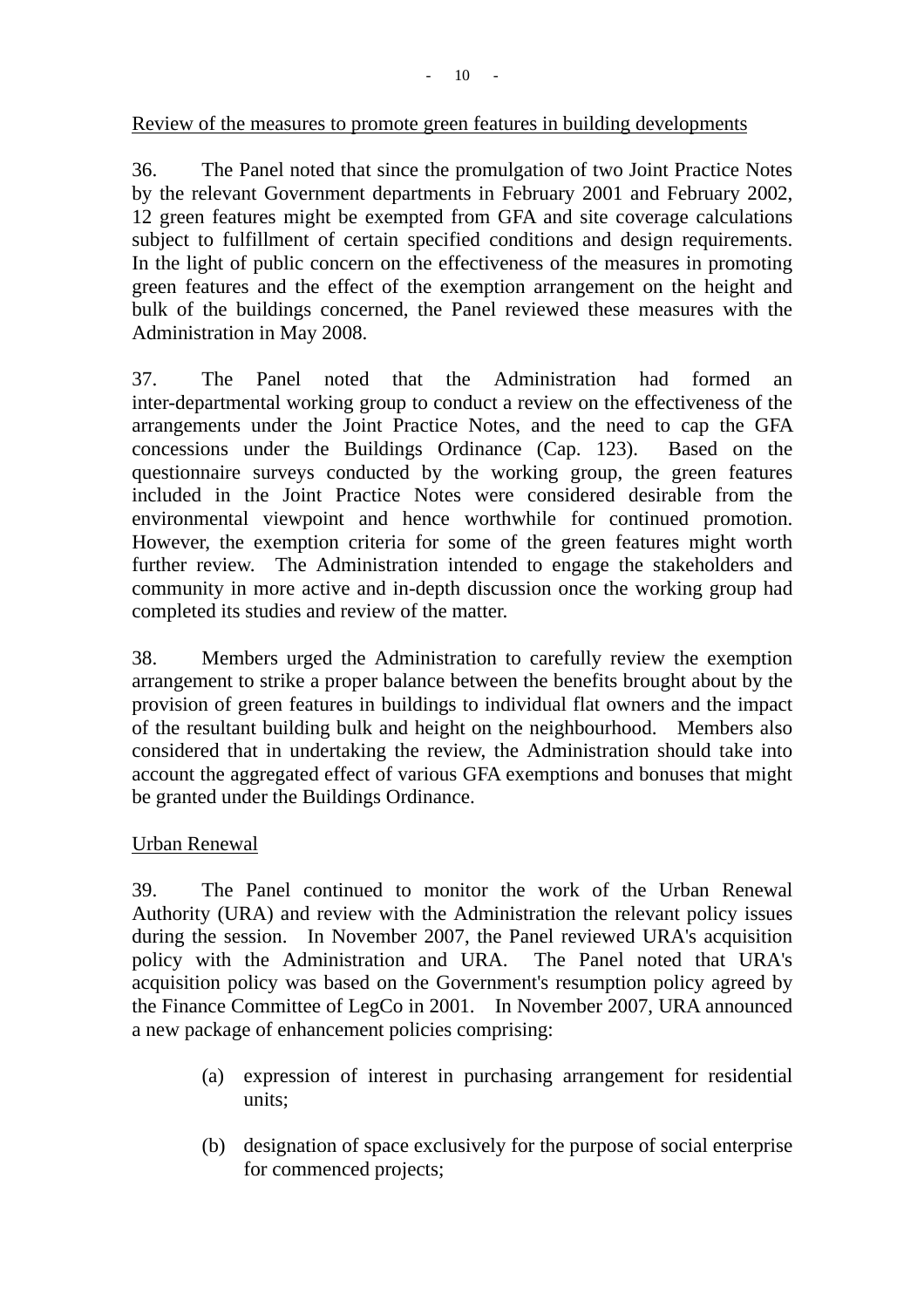Review of the measures to promote green features in building developments

36. The Panel noted that since the promulgation of two Joint Practice Notes by the relevant Government departments in February 2001 and February 2002, 12 green features might be exempted from GFA and site coverage calculations subject to fulfillment of certain specified conditions and design requirements. In the light of public concern on the effectiveness of the measures in promoting green features and the effect of the exemption arrangement on the height and bulk of the buildings concerned, the Panel reviewed these measures with the Administration in May 2008.

37. The Panel noted that the Administration had formed an inter-departmental working group to conduct a review on the effectiveness of the arrangements under the Joint Practice Notes, and the need to cap the GFA concessions under the Buildings Ordinance (Cap. 123). Based on the questionnaire surveys conducted by the working group, the green features included in the Joint Practice Notes were considered desirable from the environmental viewpoint and hence worthwhile for continued promotion. However, the exemption criteria for some of the green features might worth further review. The Administration intended to engage the stakeholders and community in more active and in-depth discussion once the working group had completed its studies and review of the matter.

38. Members urged the Administration to carefully review the exemption arrangement to strike a proper balance between the benefits brought about by the provision of green features in buildings to individual flat owners and the impact of the resultant building bulk and height on the neighbourhood. Members also considered that in undertaking the review, the Administration should take into account the aggregated effect of various GFA exemptions and bonuses that might be granted under the Buildings Ordinance.

Urban Renewal

39. The Panel continued to monitor the work of the Urban Renewal Authority (URA) and review with the Administration the relevant policy issues during the session. In November 2007, the Panel reviewed URA's acquisition policy with the Administration and URA. The Panel noted that URA's acquisition policy was based on the Government's resumption policy agreed by the Finance Committee of LegCo in 2001. In November 2007, URA announced a new package of enhancement policies comprising:

(a) expression of interest in purchasing arrangement for residential units;

(b) designation of space exclusively for the purpose of social enterprise for commenced projects;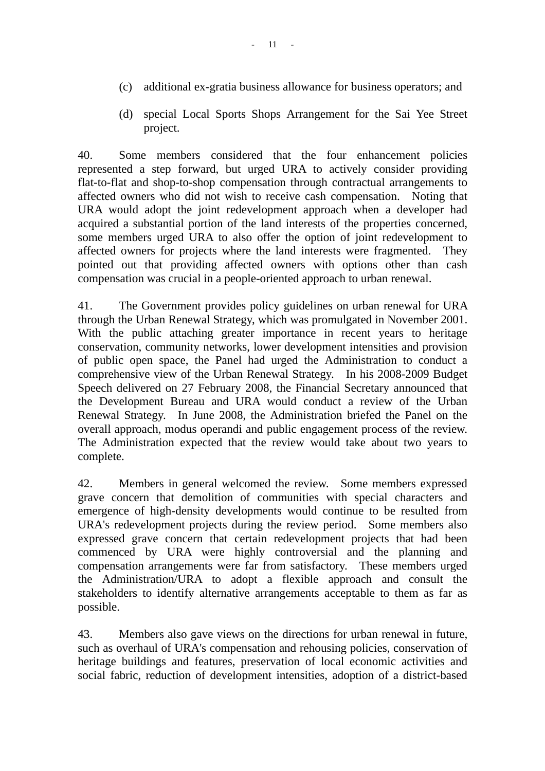(c) additional ex-gratia business allowance for business operators; and

(d) special Local Sports Shops Arrangement for the Sai Yee Street project.

40. Some members considered that the four enhancement policies represented a step forward, but urged URA to actively consider providing flat-to-flat and shop-to-shop compensation through contractual arrangements to affected owners who did not wish to receive cash compensation. Noting that URA would adopt the joint redevelopment approach when a developer had acquired a substantial portion of the land interests of the properties concerned, some members urged URA to also offer the option of joint redevelopment to affected owners for projects where the land interests were fragmented. They pointed out that providing affected owners with options other than cash compensation was crucial in a people-oriented approach to urban renewal.

41. The Government provides policy guidelines on urban renewal for URA through the Urban Renewal Strategy, which was promulgated in November 2001. With the public attaching greater importance in recent years to heritage conservation, community networks, lower development intensities and provision of public open space, the Panel had urged the Administration to conduct a comprehensive view of the Urban Renewal Strategy. In his 2008-2009 Budget Speech delivered on 27 February 2008, the Financial Secretary announced that the Development Bureau and URA would conduct a review of the Urban Renewal Strategy. In June 2008, the Administration briefed the Panel on the overall approach, modus operandi and public engagement process of the review. The Administration expected that the review would take about two years to complete.

42. Members in general welcomed the review. Some members expressed grave concern that demolition of communities with special characters and emergence of high-density developments would continue to be resulted from URA's redevelopment projects during the review period. Some members also expressed grave concern that certain redevelopment projects that had been commenced by URA were highly controversial and the planning and compensation arrangements were far from satisfactory. These members urged the Administration/URA to adopt a flexible approach and consult the stakeholders to identify alternative arrangements acceptable to them as far as possible.

43. Members also gave views on the directions for urban renewal in future, such as overhaul of URA's compensation and rehousing policies, conservation of heritage buildings and features, preservation of local economic activities and social fabric, reduction of development intensities, adoption of a district-based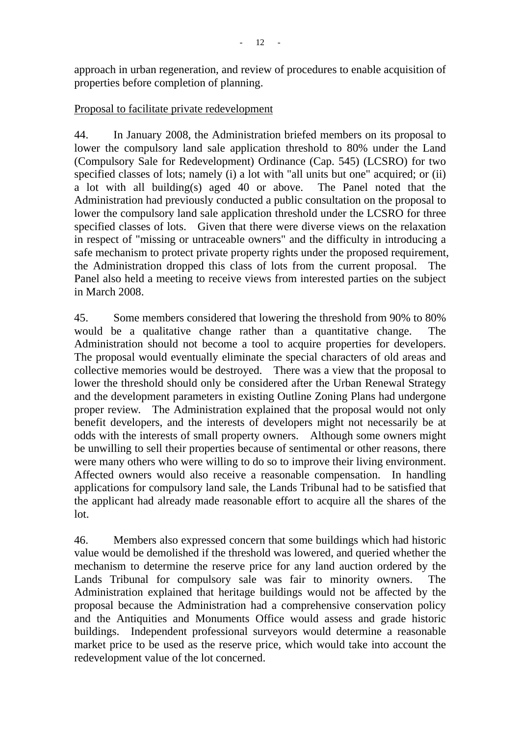approach in urban regeneration, and review of procedures to enable acquisition of properties before completion of planning.

<u>Proposal to facilitate private redevelopment</u>

44. In January 2008, the Administration briefed members on its proposal to lower the compulsory land sale application threshold to 80% under the Land (Compulsory Sale for Redevelopment) Ordinance (Cap. 545) (LCSRO) for two specified classes of lots; namely (i) a lot with "all units but one" acquired; or (ii) a lot with all building(s) aged 40 or above. The Panel noted that the Administration had previously conducted a public consultation on the proposal to lower the compulsory land sale application threshold under the LCSRO for three specified classes of lots. Given that there were diverse views on the relaxation in respect of "missing or untraceable owners" and the difficulty in introducing a safe mechanism to protect private property rights under the proposed requirement, the Administration dropped this class of lots from the current proposal. The Panel also held a meeting to receive views from interested parties on the subject in March 2008.

45. Some members considered that lowering the threshold from 90% to 80% would be a qualitative change rather than a quantitative change. The Administration should not become a tool to acquire properties for developers. The proposal would eventually eliminate the special characters of old areas and collective memories would be destroyed. There was a view that the proposal to lower the threshold should only be considered after the Urban Renewal Strategy and the development parameters in existing Outline Zoning Plans had undergone proper review. The Administration explained that the proposal would not only benefit developers, and the interests of developers might not necessarily be at odds with the interests of small property owners. Although some owners might be unwilling to sell their properties because of sentimental or other reasons, there were many others who were willing to do so to improve their living environment. Affected owners would also receive a reasonable compensation. In handling applications for compulsory land sale, the Lands Tribunal had to be satisfied that the applicant had already made reasonable effort to acquire all the shares of the lot.

46. Members also expressed concern that some buildings which had historic value would be demolished if the threshold was lowered, and queried whether the mechanism to determine the reserve price for any land auction ordered by the Lands Tribunal for compulsory sale was fair to minority owners. The Administration explained that heritage buildings would not be affected by the proposal because the Administration had a comprehensive conservation policy and the Antiquities and Monuments Office would assess and grade historic buildings. Independent professional surveyors would determine a reasonable market price to be used as the reserve price, which would take into account the redevelopment value of the lot concerned.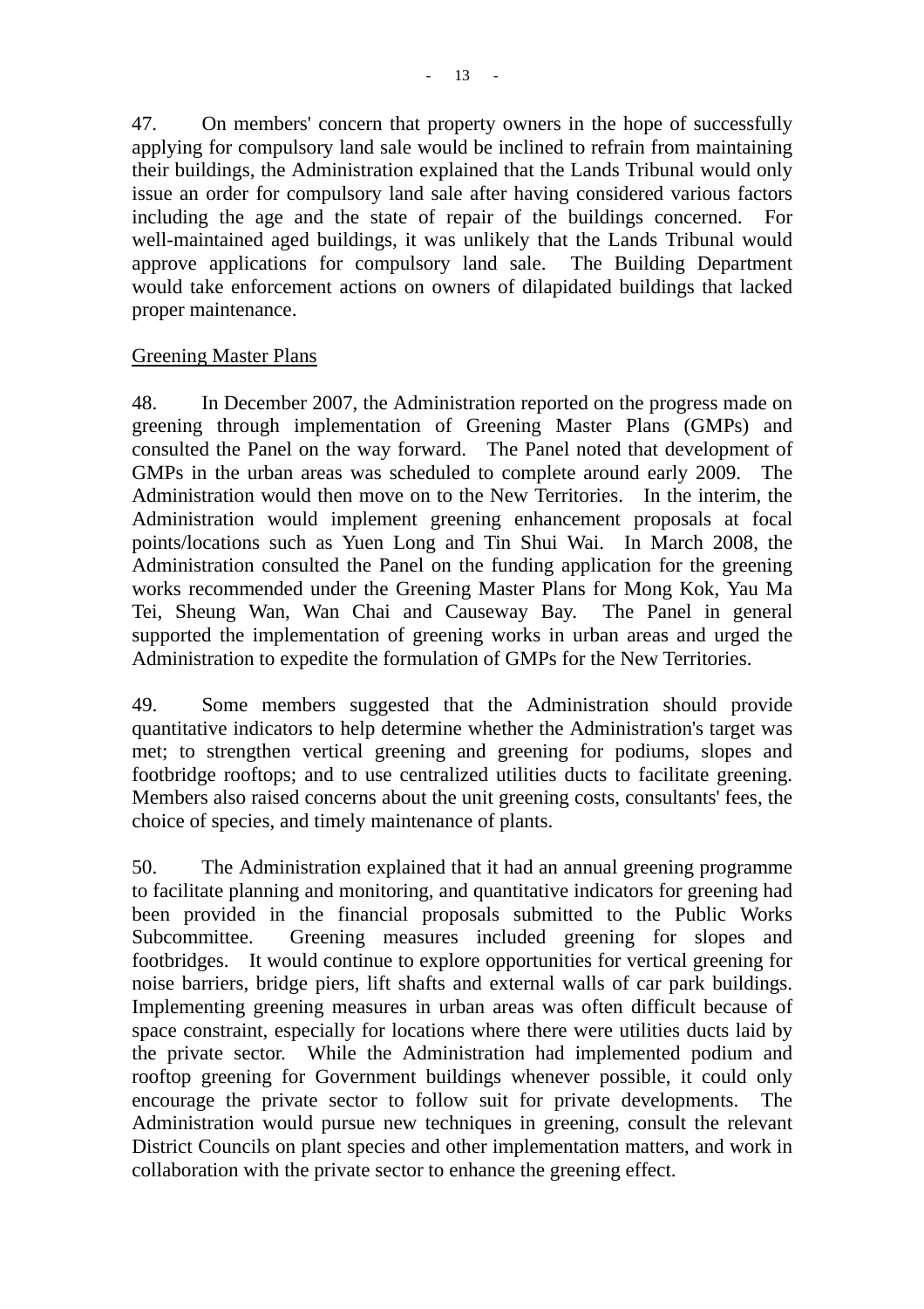47. On members' concern that property owners in the hope of successfully applying for compulsory land sale would be inclined to refrain from maintaining their buildings, the Administration explained that the Lands Tribunal would only issue an order for compulsory land sale after having considered various factors including the age and the state of repair of the buildings concerned. For well-maintained aged buildings, it was unlikely that the Lands Tribunal would approve applications for compulsory land sale. The Building Department would take enforcement actions on owners of dilapidated buildings that lacked proper maintenance.

<u>Greening Master Plans</u>

48. In December 2007, the Administration reported on the progress made on greening through implementation of Greening Master Plans (GMPs) and consulted the Panel on the way forward. The Panel noted that development of GMPs in the urban areas was scheduled to complete around early 2009. The Administration would then move on to the New Territories. In the interim, the Administration would implement greening enhancement proposals at focal points/locations such as Yuen Long and Tin Shui Wai. In March 2008, the Administration consulted the Panel on the funding application for the greening works recommended under the Greening Master Plans for Mong Kok, Yau Ma Tei, Sheung Wan, Wan Chai and Causeway Bay. The Panel in general supported the implementation of greening works in urban areas and urged the Administration to expedite the formulation of GMPs for the New Territories.

49. Some members suggested that the Administration should provide quantitative indicators to help determine whether the Administration's target was met; to strengthen vertical greening and greening for podiums, slopes and footbridge rooftops; and to use centralized utilities ducts to facilitate greening. Members also raised concerns about the unit greening costs, consultants' fees, the choice of species, and timely maintenance of plants.

50. The Administration explained that it had an annual greening programme to facilitate planning and monitoring, and quantitative indicators for greening had been provided in the financial proposals submitted to the Public Works Subcommittee. Greening measures included greening for slopes and footbridges. It would continue to explore opportunities for vertical greening for noise barriers, bridge piers, lift shafts and external walls of car park buildings. Implementing greening measures in urban areas was often difficult because of space constraint, especially for locations where there were utilities ducts laid by the private sector. While the Administration had implemented podium and rooftop greening for Government buildings whenever possible, it could only encourage the private sector to follow suit for private developments. The Administration would pursue new techniques in greening, consult the relevant District Councils on plant species and other implementation matters, and work in collaboration with the private sector to enhance the greening effect.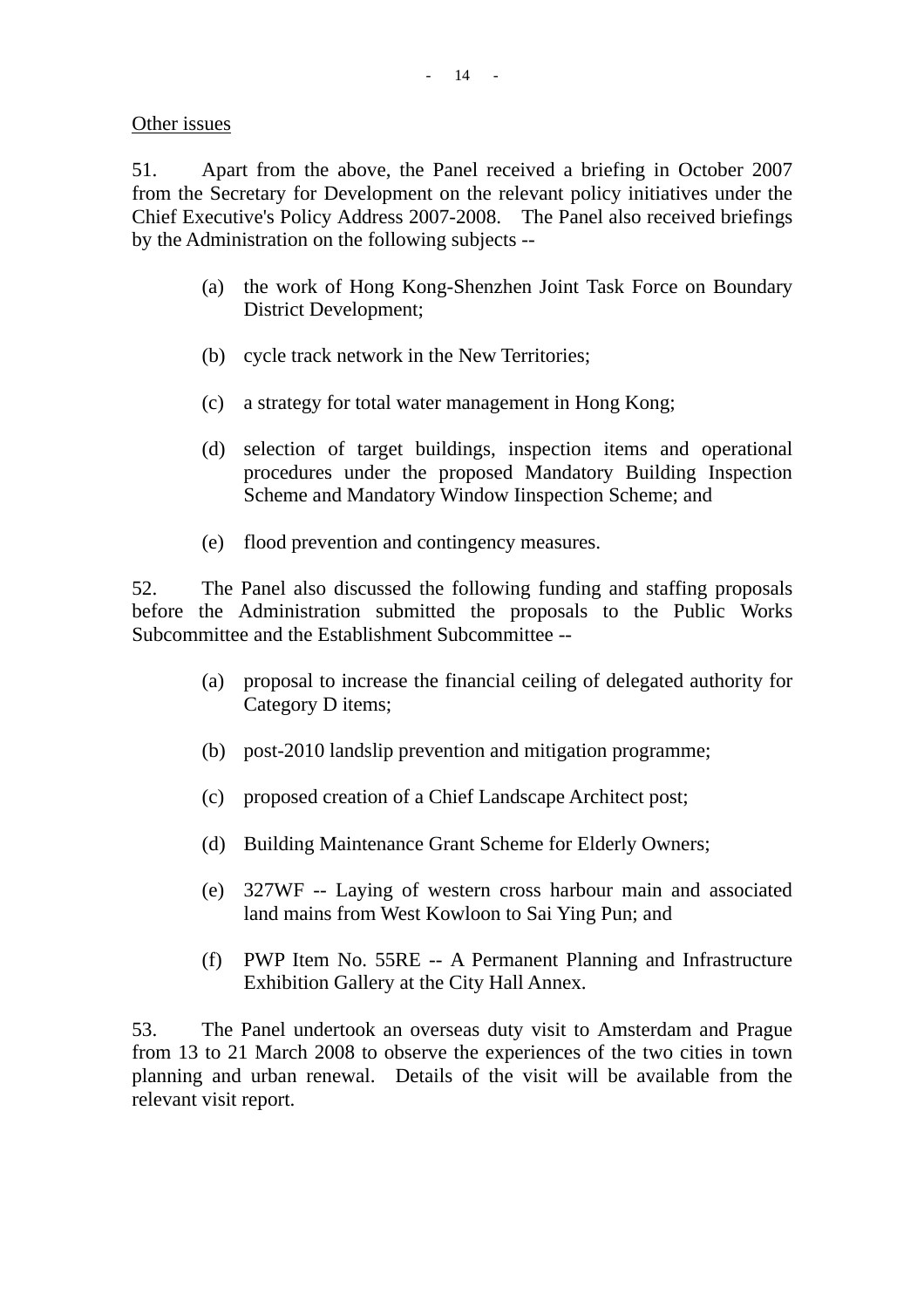<u>Other issues</u>

51. Apart from the above, the Panel received a briefing in October 2007 from the Secretary for Development on the relevant policy initiatives under the Chief Executive's Policy Address 2007-2008. The Panel also received briefings by the Administration on the following subjects --

(a) the work of Hong Kong-Shenzhen Joint Task Force on Boundary District Development;

(b) cycle track network in the New Territories;

(c) a strategy for total water management in Hong Kong;

(d) selection of target buildings, inspection items and operational procedures under the proposed Mandatory Building Inspection Scheme and Mandatory Window Iinspection Scheme; and

(e) flood prevention and contingency measures.

52. The Panel also discussed the following funding and staffing proposals before the Administration submitted the proposals to the Public Works Subcommittee and the Establishment Subcommittee --

(a) proposal to increase the financial ceiling of delegated authority for Category D items;

(b) post-2010 landslip prevention and mitigation programme;

(c) proposed creation of a Chief Landscape Architect post;

(d) Building Maintenance Grant Scheme for Elderly Owners;

(e) 327WF -- Laying of western cross harbour main and associated land mains from West Kowloon to Sai Ying Pun; and

(f) PWP Item No. 55RE -- A Permanent Planning and Infrastructure Exhibition Gallery at the City Hall Annex.

53. The Panel undertook an overseas duty visit to Amsterdam and Prague from 13 to 21 March 2008 to observe the experiences of the two cities in town planning and urban renewal. Details of the visit will be available from the relevant visit report.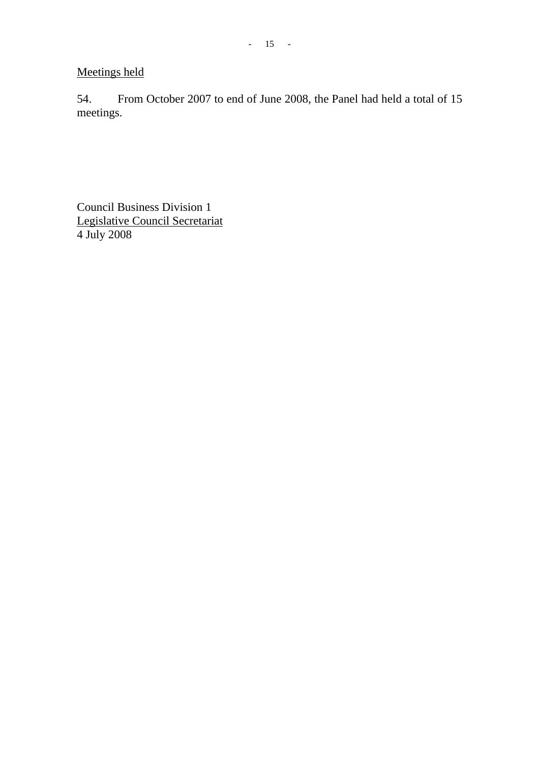Meetings held

54. From October 2007 to end of June 2008, the Panel had held a total of 15 meetings.

Council Business Division 1
Legislative Council Secretariat
4 July 2008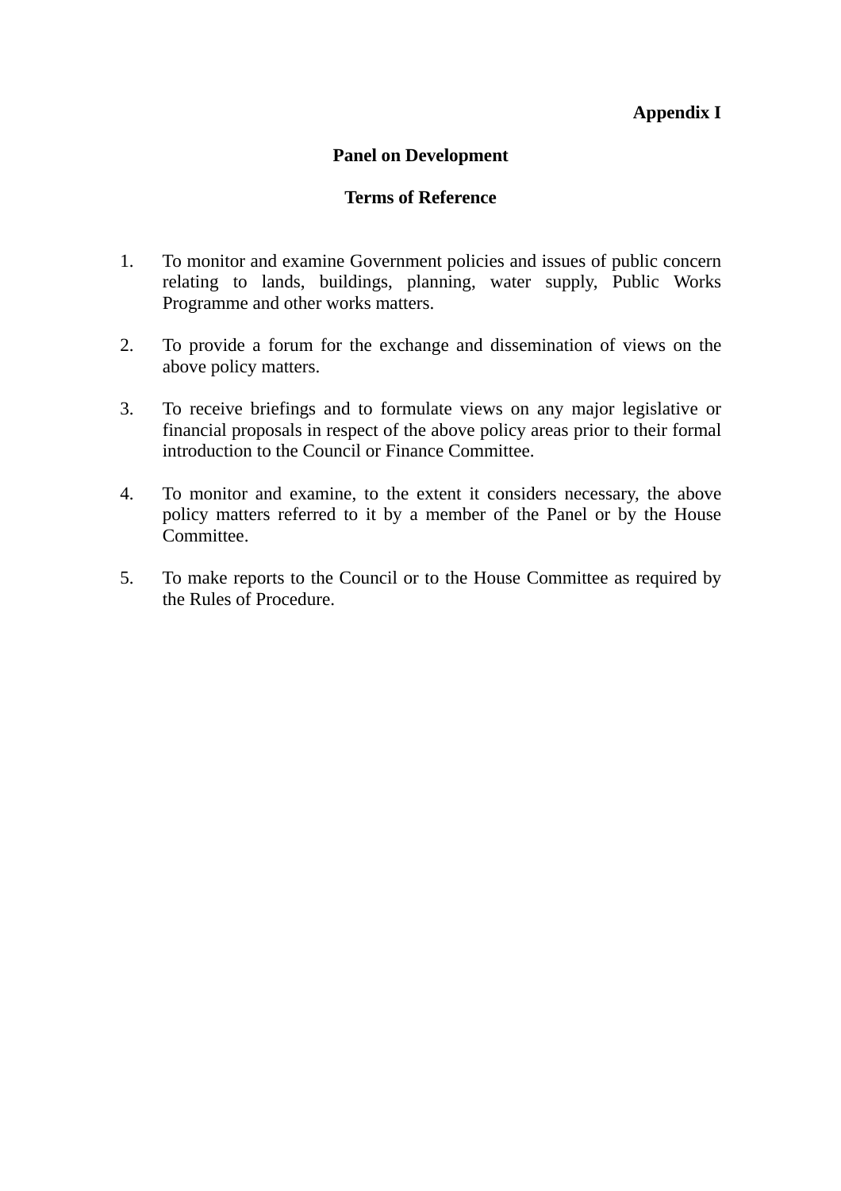**Appendix I**

**Panel on Development**

**Terms of Reference**

1. To monitor and examine Government policies and issues of public concern relating to lands, buildings, planning, water supply, Public Works Programme and other works matters.

2. To provide a forum for the exchange and dissemination of views on the above policy matters.

3. To receive briefings and to formulate views on any major legislative or financial proposals in respect of the above policy areas prior to their formal introduction to the Council or Finance Committee.

4. To monitor and examine, to the extent it considers necessary, the above policy matters referred to it by a member of the Panel or by the House Committee.

5. To make reports to the Council or to the House Committee as required by the Rules of Procedure.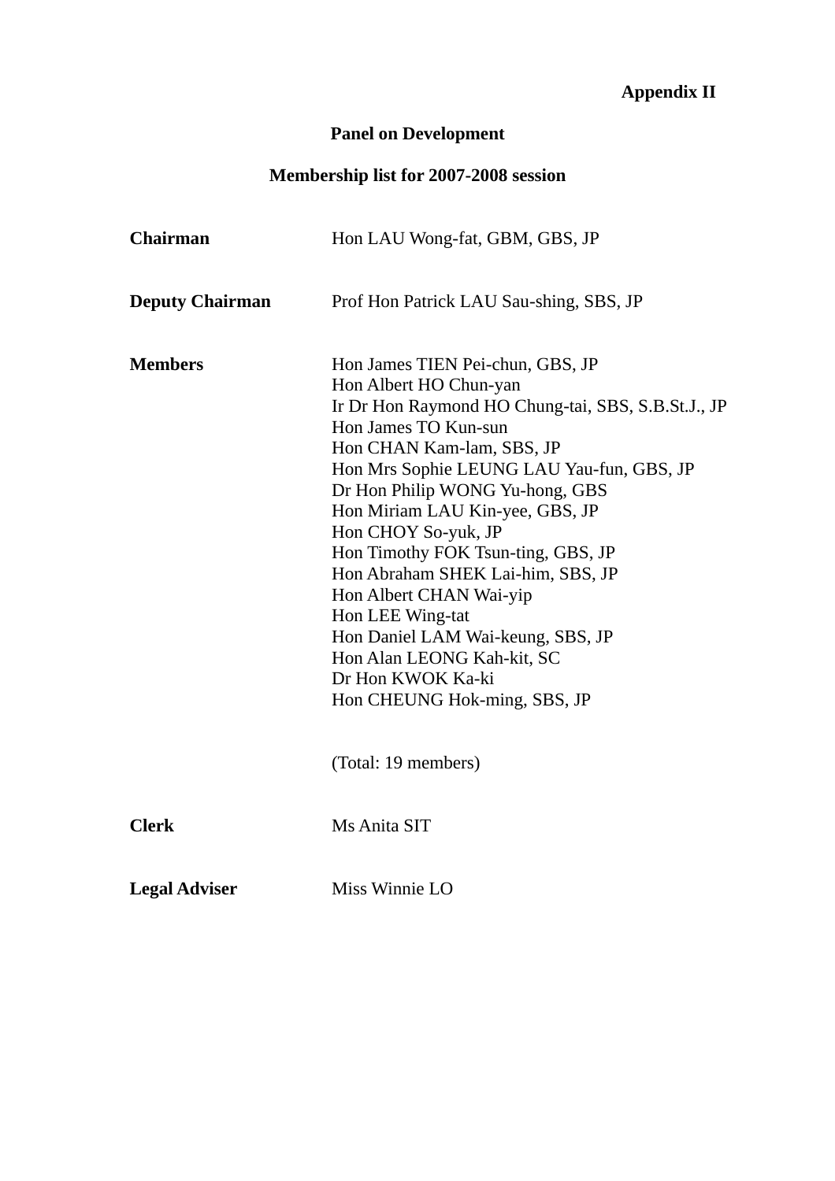**Appendix II**

**Panel on Development**

**Membership list for 2007-2008 session**

| | |
|---|---|
| **Chairman** | Hon LAU Wong-fat, GBM, GBS, JP |
| **Deputy Chairman** | Prof Hon Patrick LAU Sau-shing, SBS, JP |
| **Members** | Hon James TIEN Pei-chun, GBS, JP<br>Hon Albert HO Chun-yan<br>Ir Dr Hon Raymond HO Chung-tai, SBS, S.B.St.J., JP<br>Hon James TO Kun-sun<br>Hon CHAN Kam-lam, SBS, JP<br>Hon Mrs Sophie LEUNG LAU Yau-fun, GBS, JP<br>Dr Hon Philip WONG Yu-hong, GBS<br>Hon Miriam LAU Kin-yee, GBS, JP<br>Hon CHOY So-yuk, JP<br>Hon Timothy FOK Tsun-ting, GBS, JP<br>Hon Abraham SHEK Lai-him, SBS, JP<br>Hon Albert CHAN Wai-yip<br>Hon LEE Wing-tat<br>Hon Daniel LAM Wai-keung, SBS, JP<br>Hon Alan LEONG Kah-kit, SC<br>Dr Hon KWOK Ka-ki<br>Hon CHEUNG Hok-ming, SBS, JP |
| | (Total: 19 members) |
| **Clerk** | Ms Anita SIT |
| **Legal Adviser** | Miss Winnie LO |